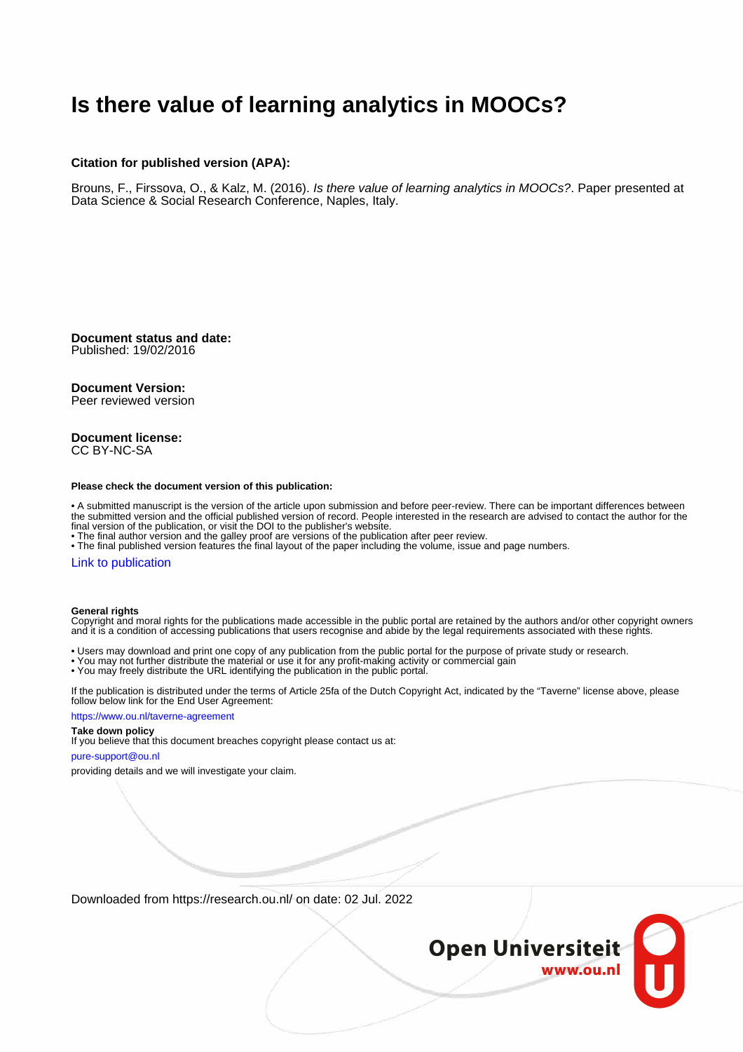# Is there value of learning analytics in MOOCs?

### Citation for published version (APA):

Brouns, F., Firssova, O., & Kalz, M. (2016). *Is there value of learning analytics in MOOCs?*. Paper presented at Data Science & Social Research Conference, Naples, Italy.

**Document status and date:**
Published: 19/02/2016

**Document Version:**
Peer reviewed version

**Document license:**
CC BY-NC-SA

**Please check the document version of this publication:**

• A submitted manuscript is the version of the article upon submission and before peer-review. There can be important differences between the submitted version and the official published version of record. People interested in the research are advised to contact the author for the final version of the publication, or visit the DOI to the publisher's website.
• The final author version and the galley proof are versions of the publication after peer review.
• The final published version features the final layout of the paper including the volume, issue and page numbers.

Link to publication

**General rights**
Copyright and moral rights for the publications made accessible in the public portal are retained by the authors and/or other copyright owners and it is a condition of accessing publications that users recognise and abide by the legal requirements associated with these rights.

• Users may download and print one copy of any publication from the public portal for the purpose of private study or research.
• You may not further distribute the material or use it for any profit-making activity or commercial gain
• You may freely distribute the URL identifying the publication in the public portal.

If the publication is distributed under the terms of Article 25fa of the Dutch Copyright Act, indicated by the "Taverne" license above, please follow below link for the End User Agreement:

https://www.ou.nl/taverne-agreement

**Take down policy**
If you believe that this document breaches copyright please contact us at:

pure-support@ou.nl

providing details and we will investigate your claim.

Downloaded from https://research.ou.nl/ on date: 02 Jul. 2022

Open Universiteit
www.ou.nl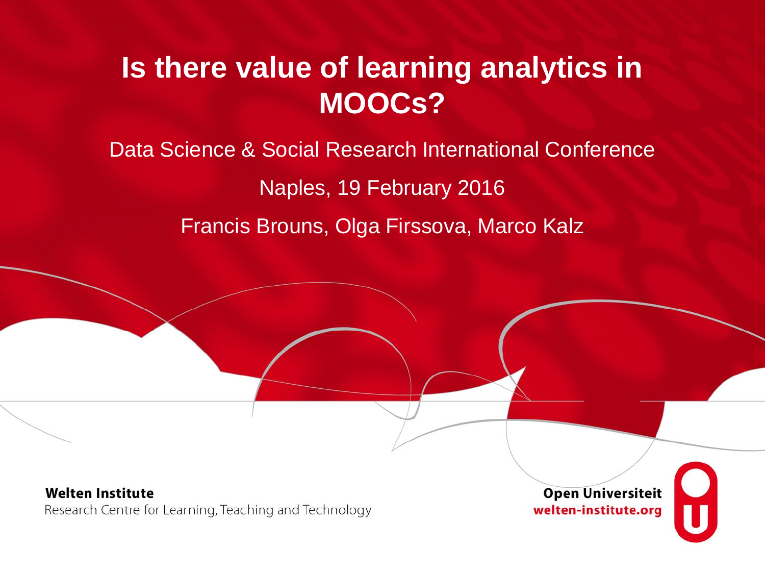# Is there value of learning analytics in MOOCs?

Data Science & Social Research International Conference

Naples, 19 February 2016

Francis Brouns, Olga Firssova, Marco Kalz

**Welten Institute**
Research Centre for Learning, Teaching and Technology

**Open Universiteit**
**welten-institute.org**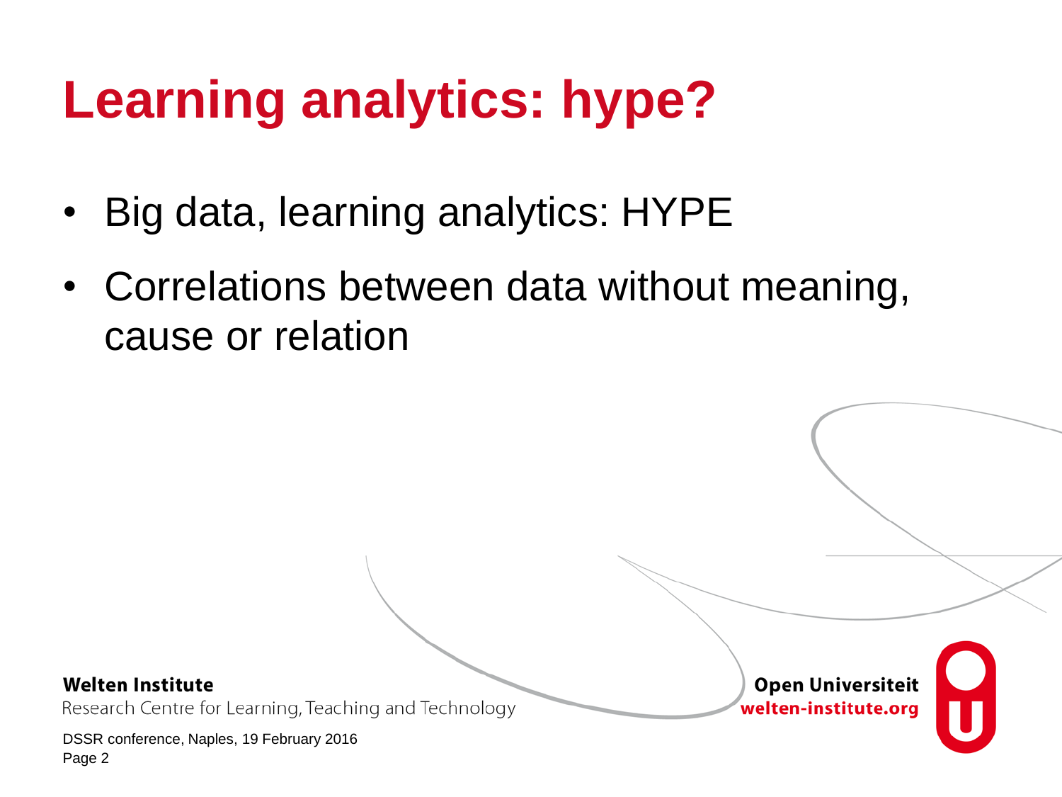# Learning analytics: hype?

- Big data, learning analytics: HYPE
- Correlations between data without meaning, cause or relation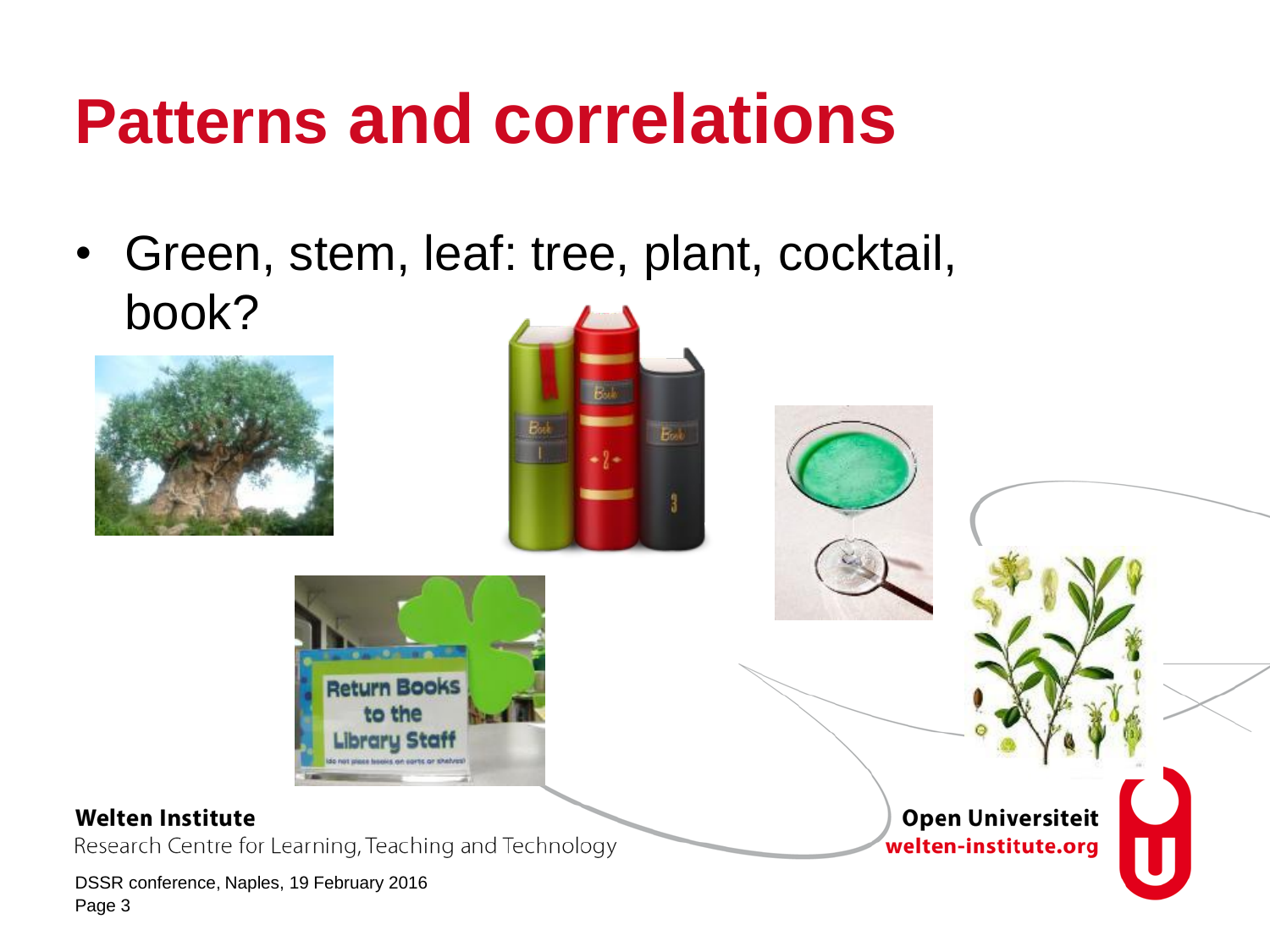# Patterns and correlations

- Green, stem, leaf: tree, plant, cocktail, book?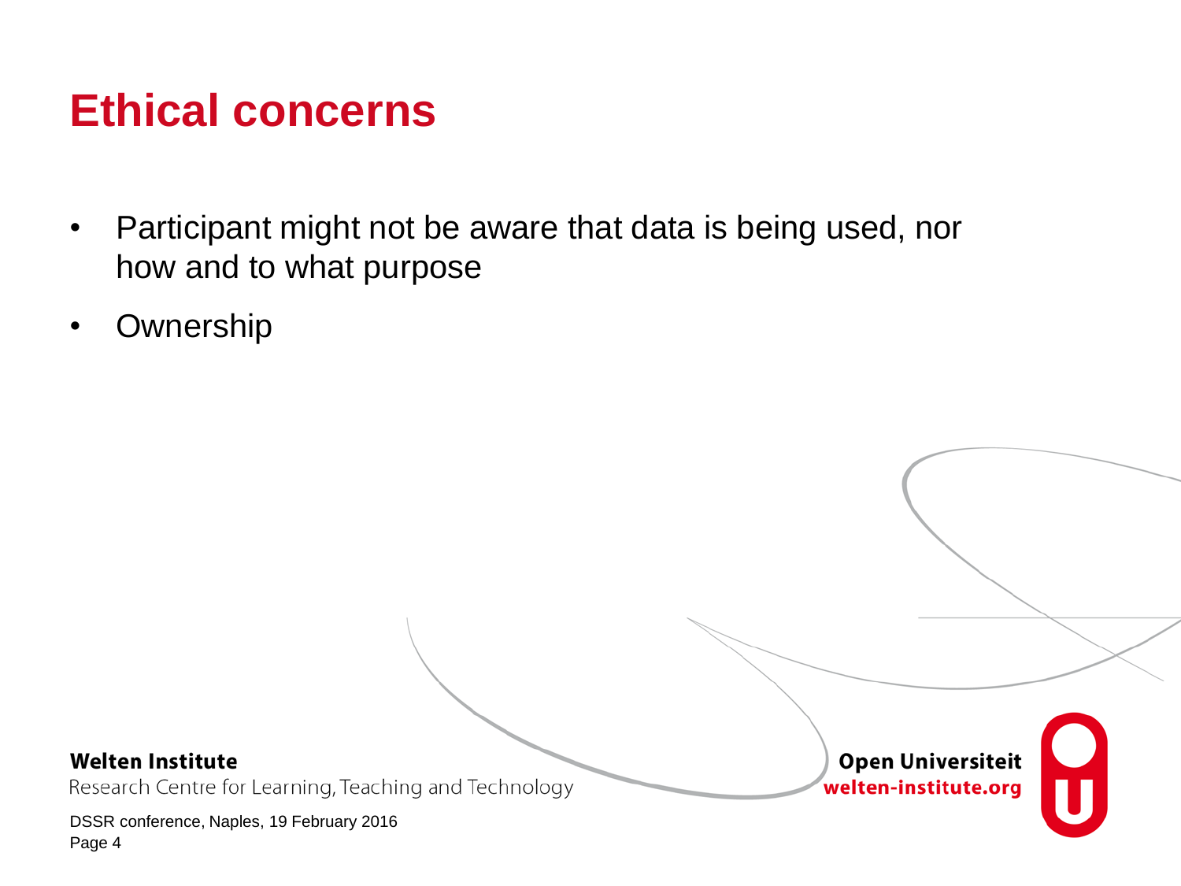# Ethical concerns

- Participant might not be aware that data is being used, nor how and to what purpose
- Ownership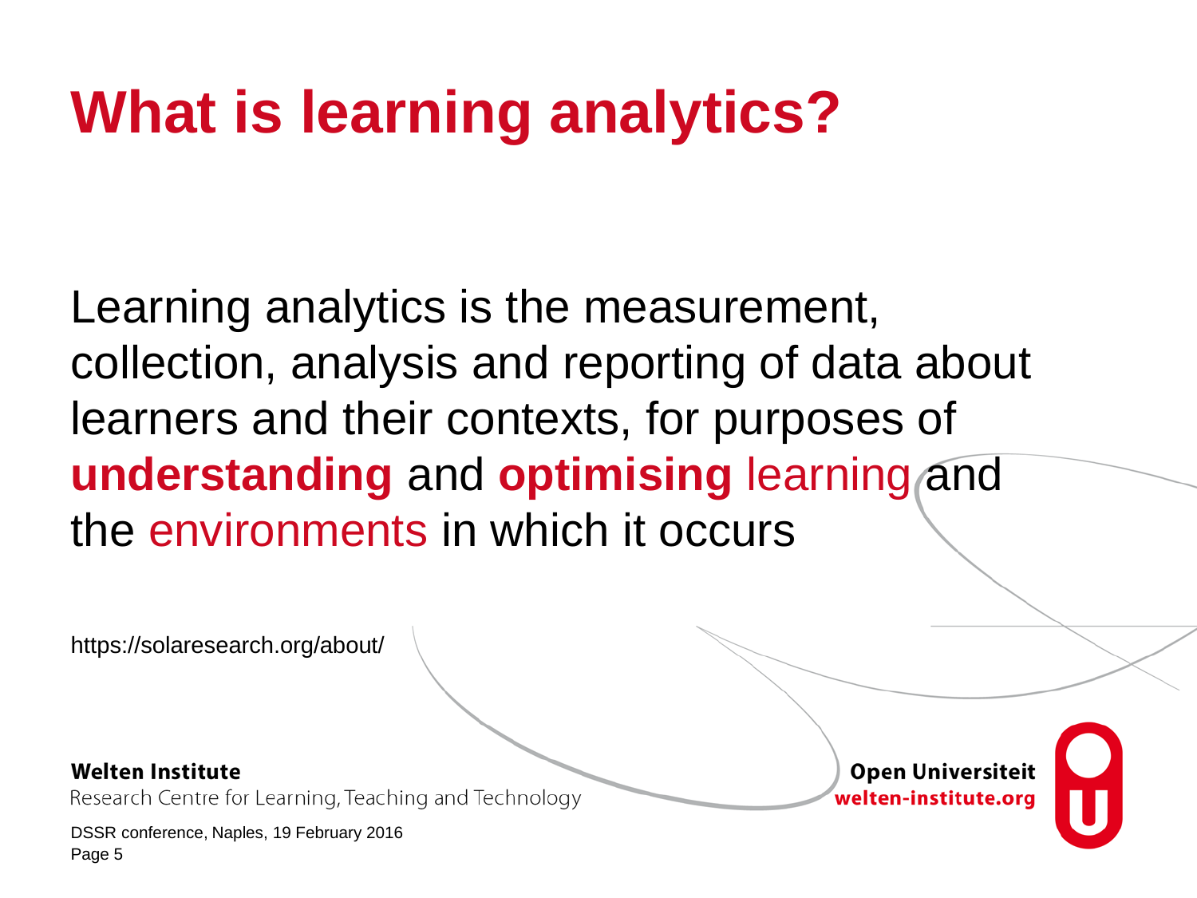# What is learning analytics?

Learning analytics is the measurement, collection, analysis and reporting of data about learners and their contexts, for purposes of **understanding** and **optimising** learning and the environments in which it occurs

https://solaresearch.org/about/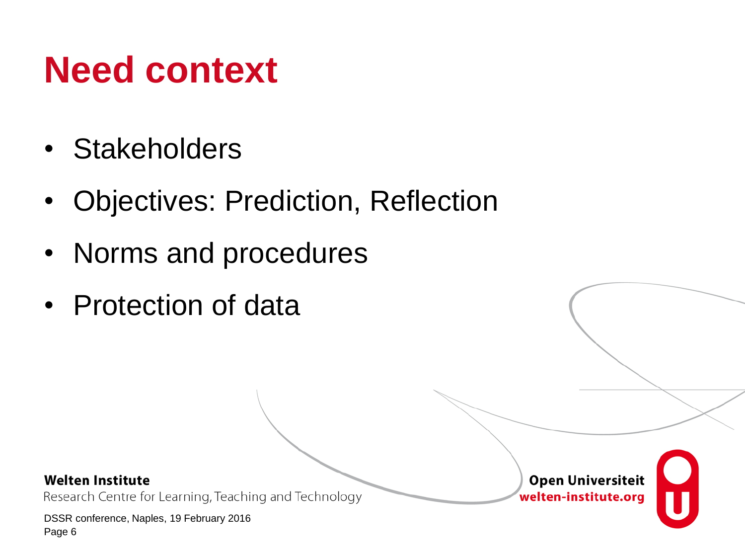# Need context

- Stakeholders
- Objectives: Prediction, Reflection
- Norms and procedures
- Protection of data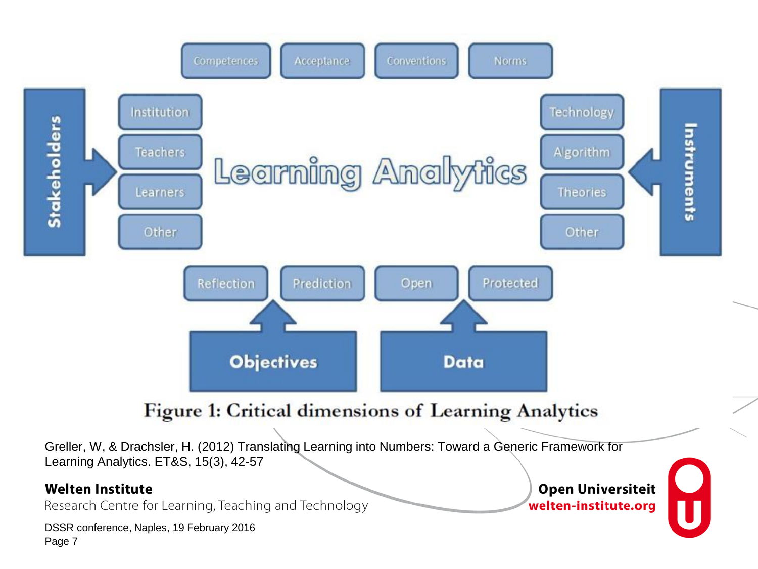Competences | Acceptance | Conventions | Norms

**Stakeholders**: Institution, Teachers, Learners, Other

# Learning Analytics

**Instruments**: Technology, Algorithm, Theories, Other

**Objectives**: Reflection, Prediction

**Data**: Open, Protected

Figure 1: Critical dimensions of Learning Analytics

Greller, W, & Drachsler, H. (2012) Translating Learning into Numbers: Toward a Generic Framework for Learning Analytics. ET&S, 15(3), 42-57

**Welten Institute**
Research Centre for Learning, Teaching and Technology

DSSR conference, Naples, 19 February 2016

**Open Universiteit**
**welten-institute.org**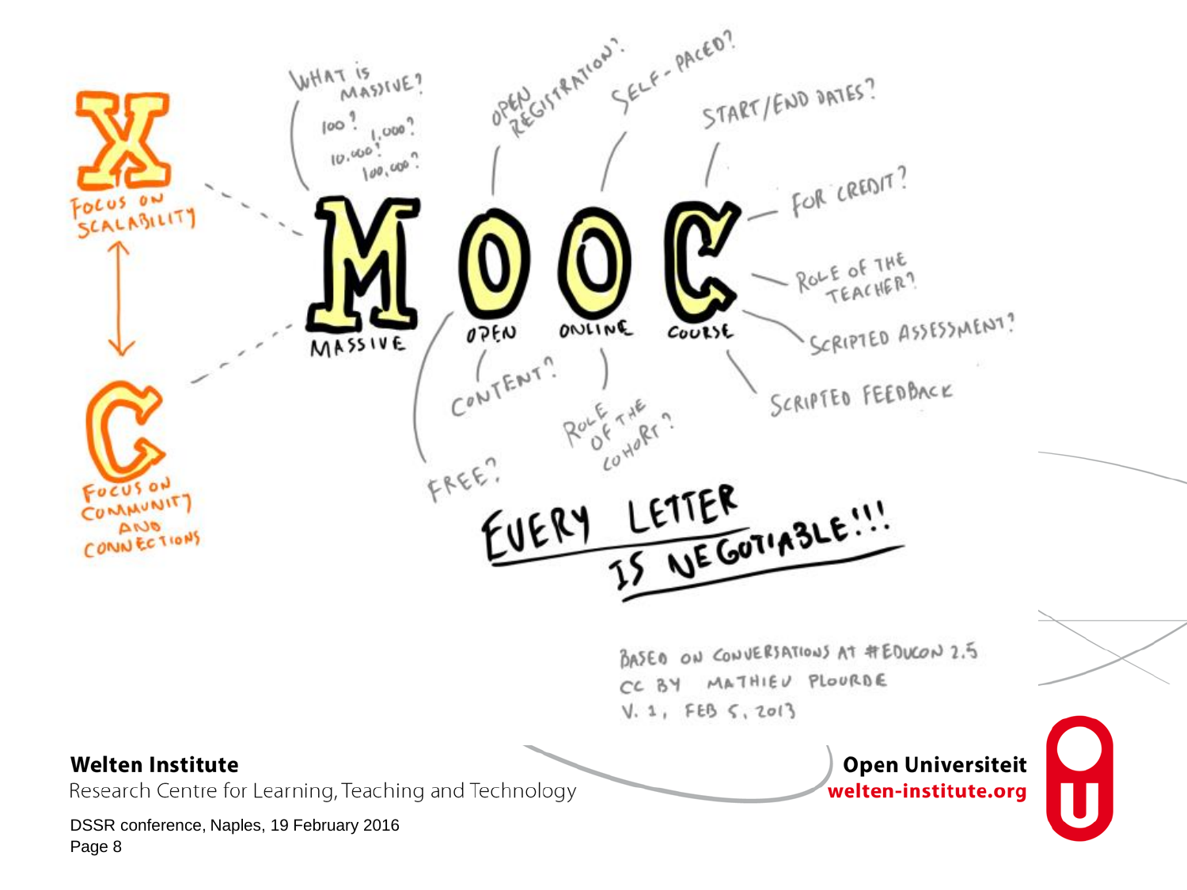X

FOCUS ON SCALABILITY

C

FOCUS ON COMMUNITY AND CONNECTIONS

WHAT IS MASSIVE? 100? 1,000? 10,000? 100,000?

OPEN REGISTRATION?

SELF-PACED?

START/END DATES?

FOR CREDIT?

ROLE OF THE TEACHER?

SCRIPTED ASSESSMENT?

SCRIPTED FEEDBACK

# MOOC

MASSIVE · OPEN · ONLINE · COURSE

CONTENT?

ROLE OF THE COHORT?

FREE?

**EVERY LETTER IS NEGOTIABLE!!!**

BASED ON CONVERSATIONS AT #EDUCON 2.5
CC BY MATHIEU PLOURDE
V. 1, FEB 5, 2013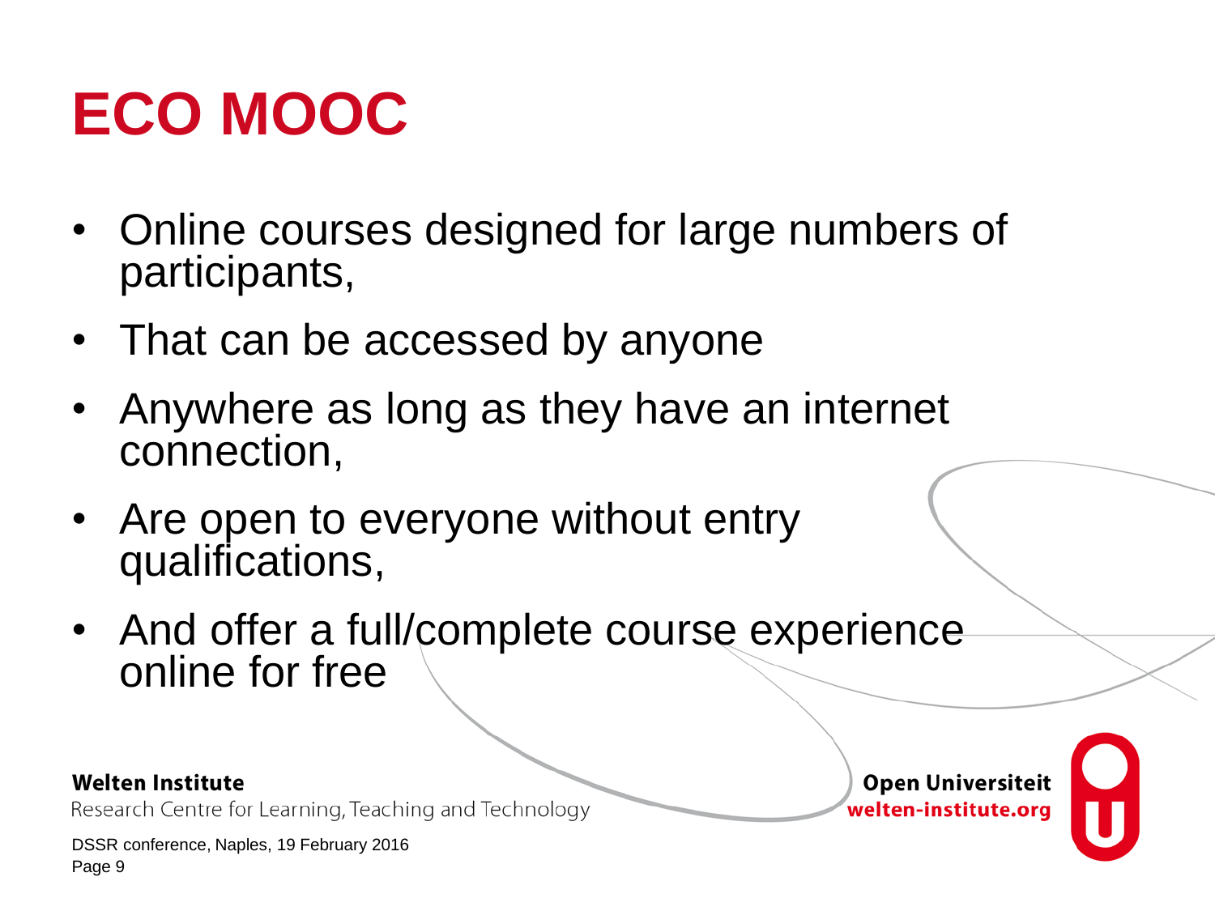# ECO MOOC

- Online courses designed for large numbers of participants,
- That can be accessed by anyone
- Anywhere as long as they have an internet connection,
- Are open to everyone without entry qualifications,
- And offer a full/complete course experience online for free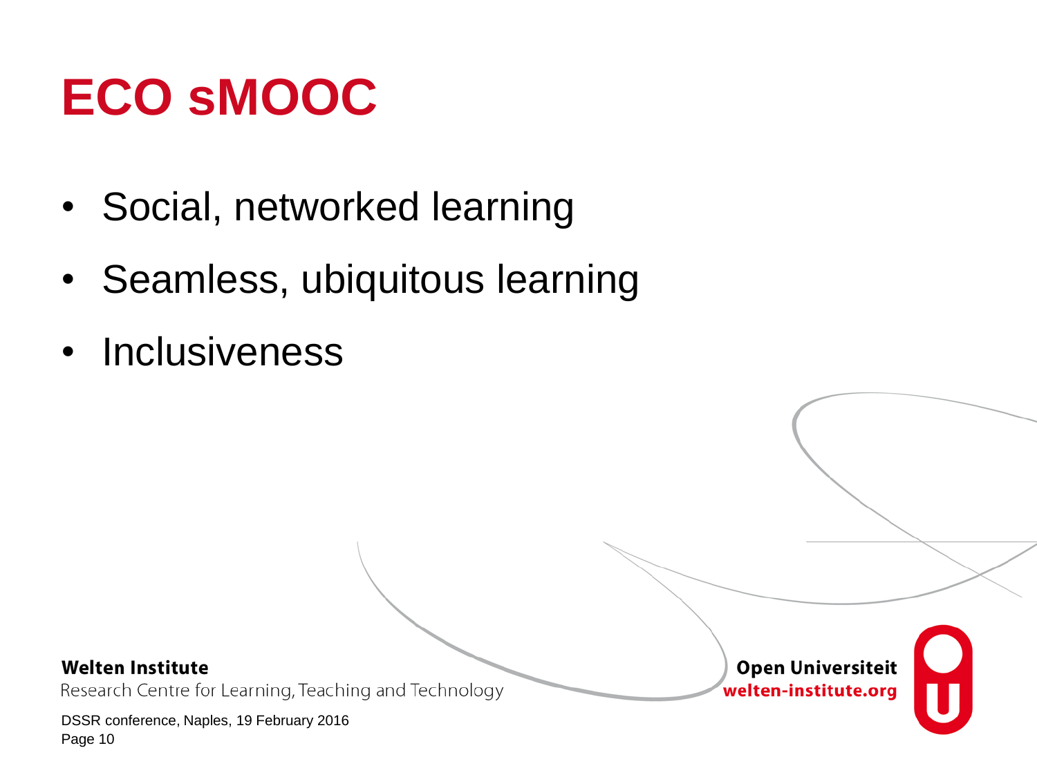# ECO sMOOC

- Social, networked learning
- Seamless, ubiquitous learning
- Inclusiveness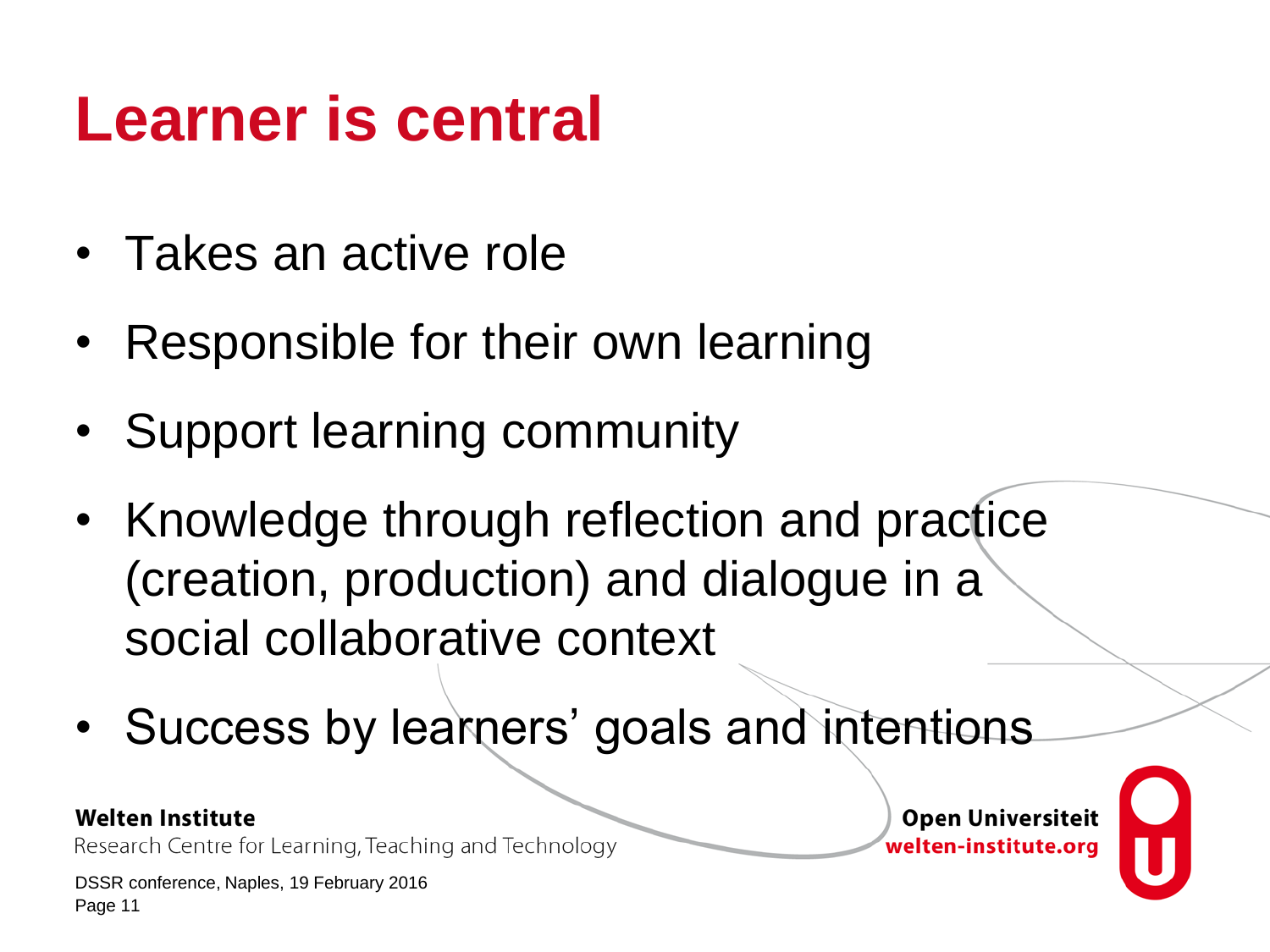# Learner is central

- Takes an active role
- Responsible for their own learning
- Support learning community
- Knowledge through reflection and practice (creation, production) and dialogue in a social collaborative context
- Success by learners' goals and intentions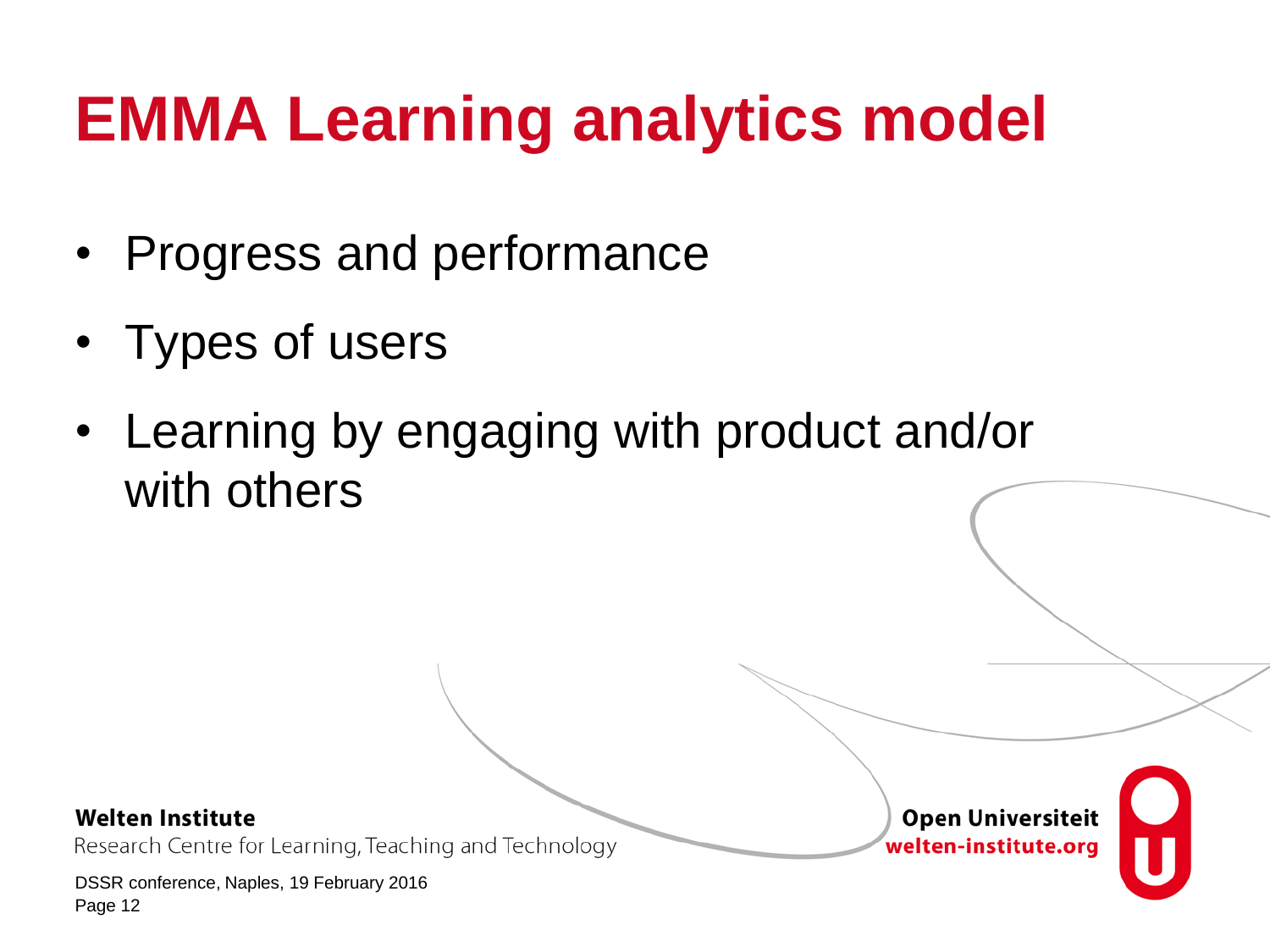# EMMA Learning analytics model

- Progress and performance
- Types of users
- Learning by engaging with product and/or with others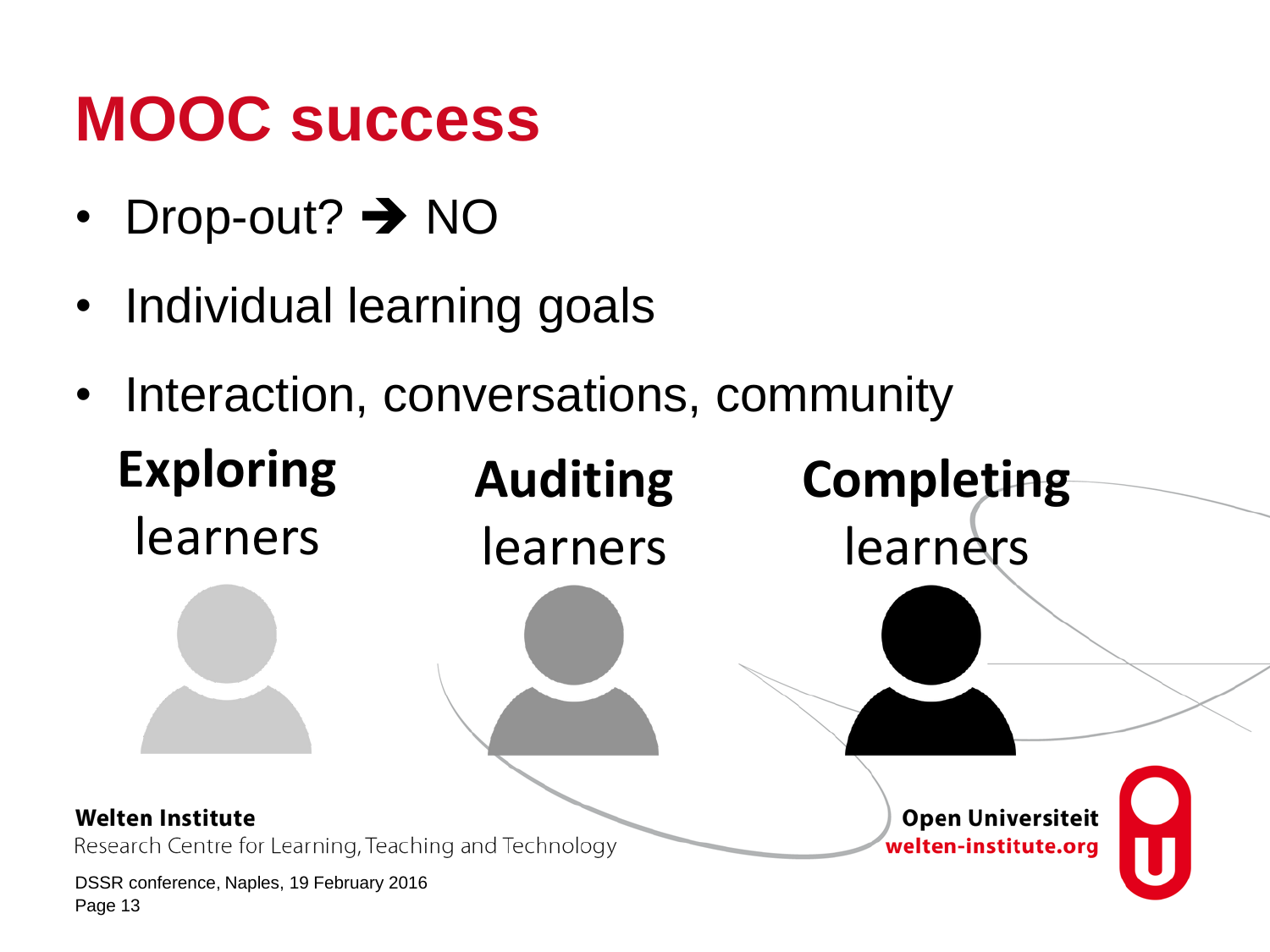# MOOC success

- Drop-out? ➔ NO
- Individual learning goals
- Interaction, conversations, community

**Exploring** learners

**Auditing** learners

**Completing** learners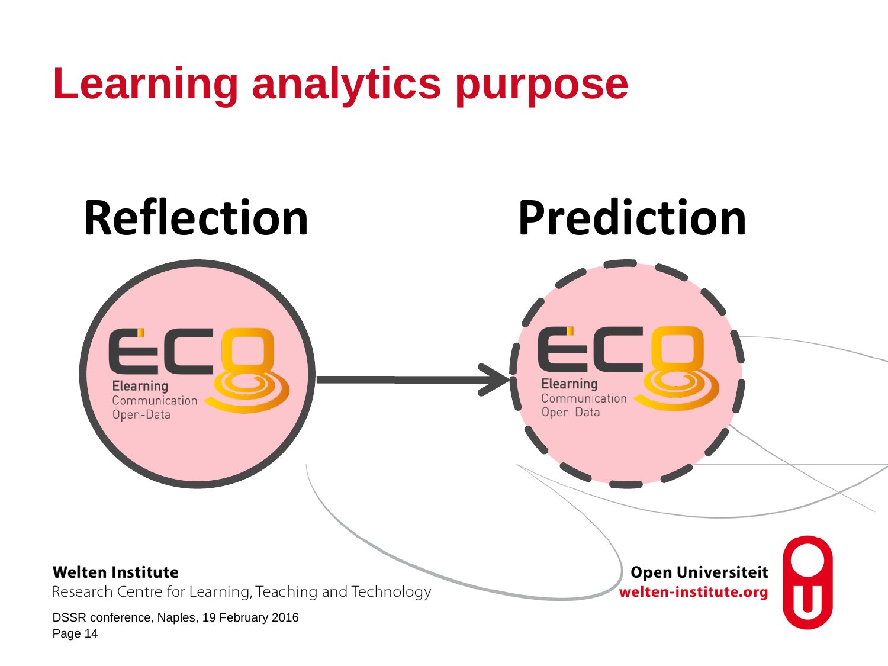# Learning analytics purpose

**Reflection**

**Prediction**

Elearning
Communication
Open-Data

Elearning
Communication
Open-Data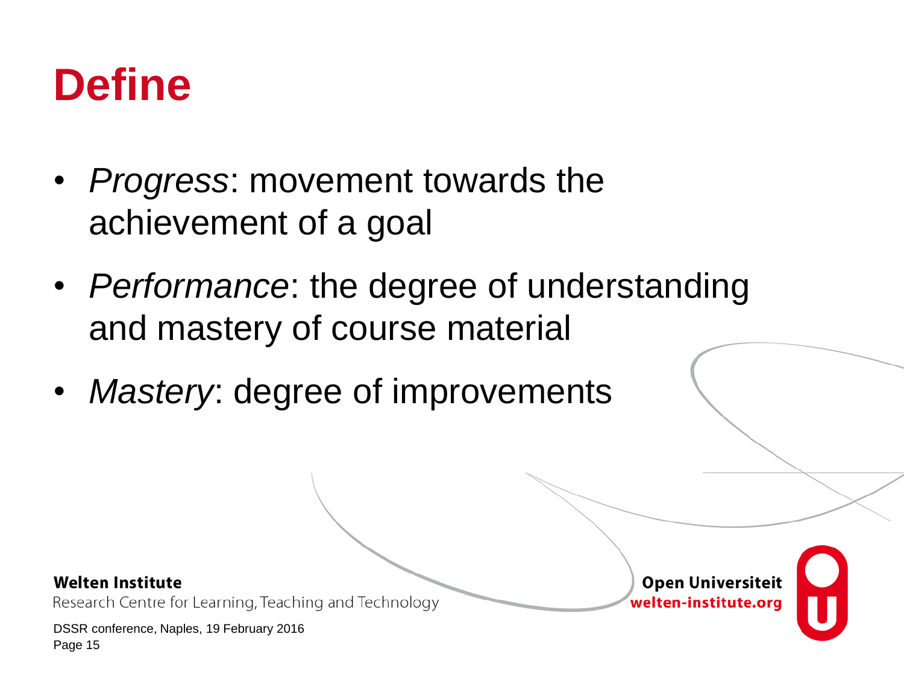# Define

- *Progress*: movement towards the achievement of a goal
- *Performance*: the degree of understanding and mastery of course material
- *Mastery*: degree of improvements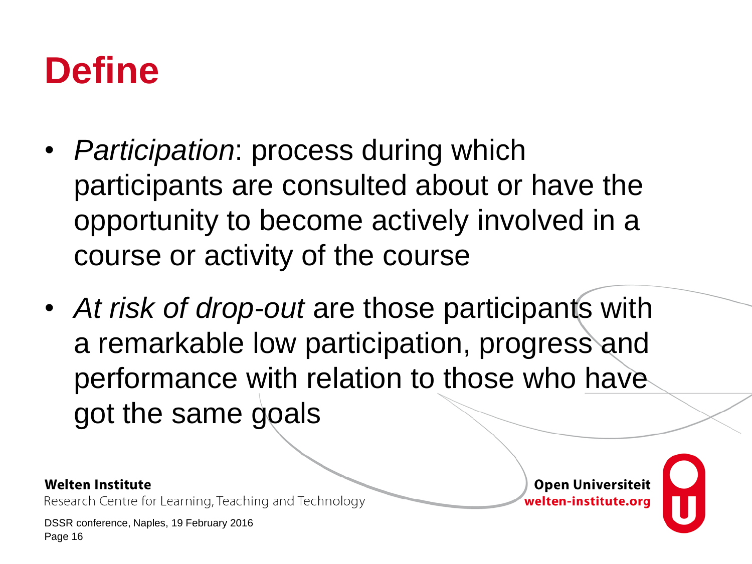# Define

- *Participation*: process during which participants are consulted about or have the opportunity to become actively involved in a course or activity of the course
- *At risk of drop-out* are those participants with a remarkable low participation, progress and performance with relation to those who have got the same goals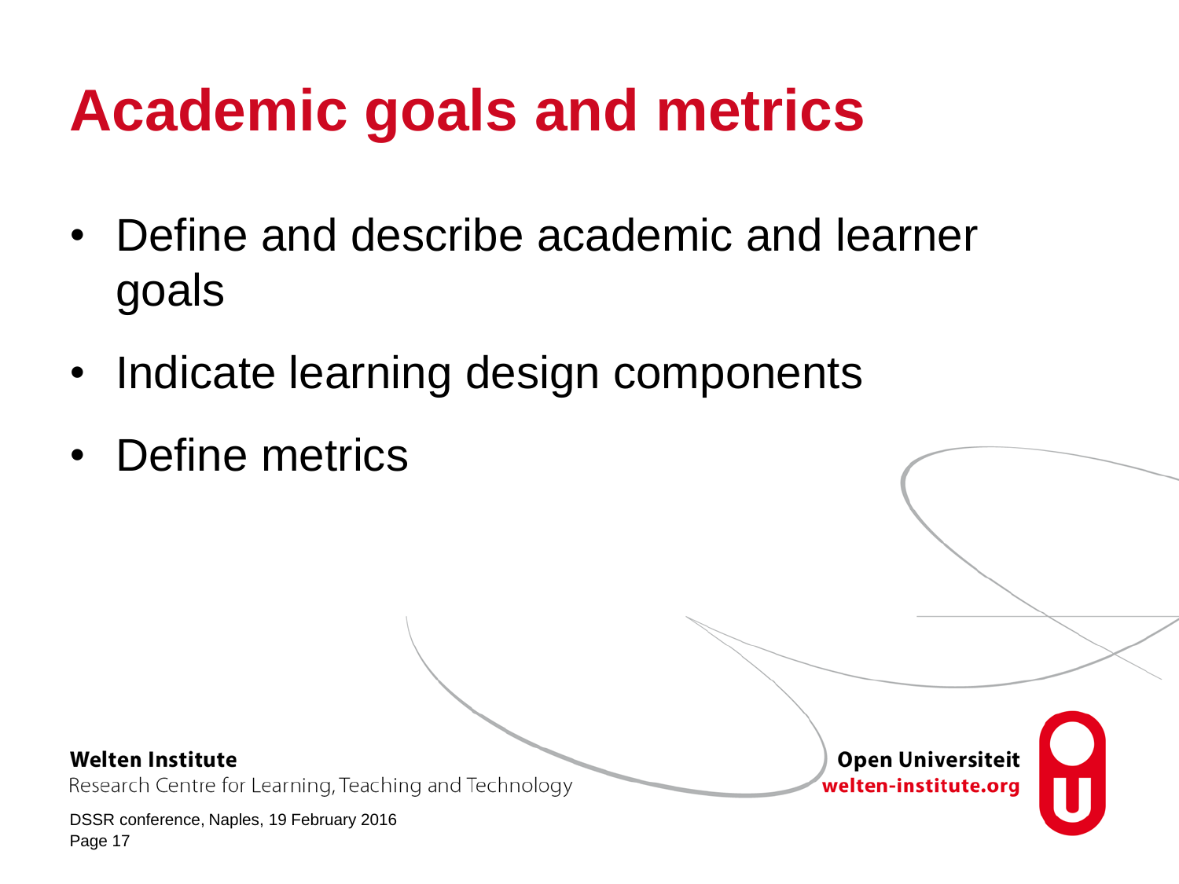# Academic goals and metrics

- Define and describe academic and learner goals
- Indicate learning design components
- Define metrics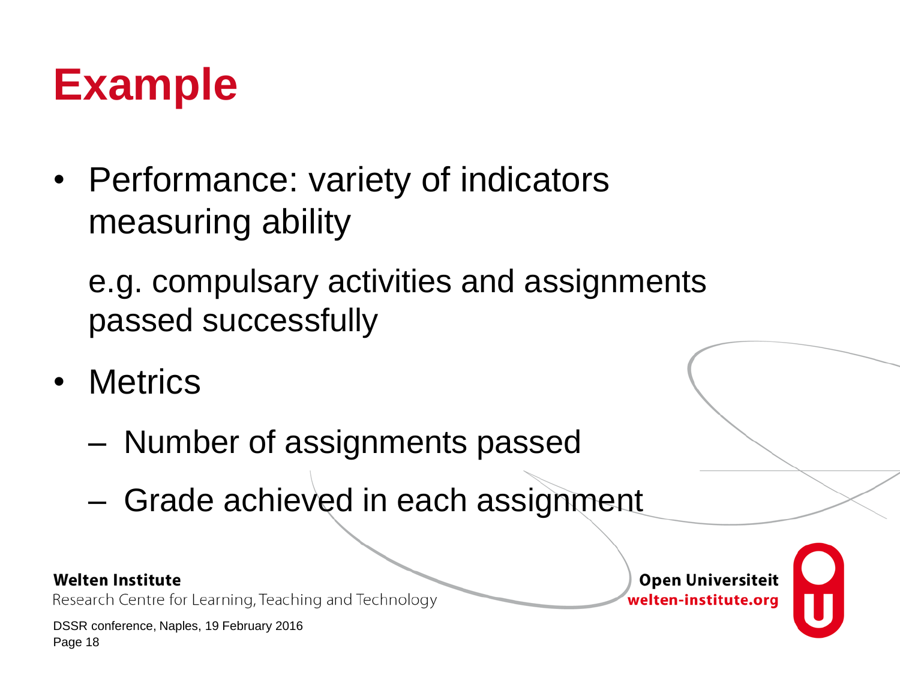# Example

- Performance: variety of indicators measuring ability

  e.g. compulsary activities and assignments passed successfully

- Metrics
  - Number of assignments passed
  - Grade achieved in each assignment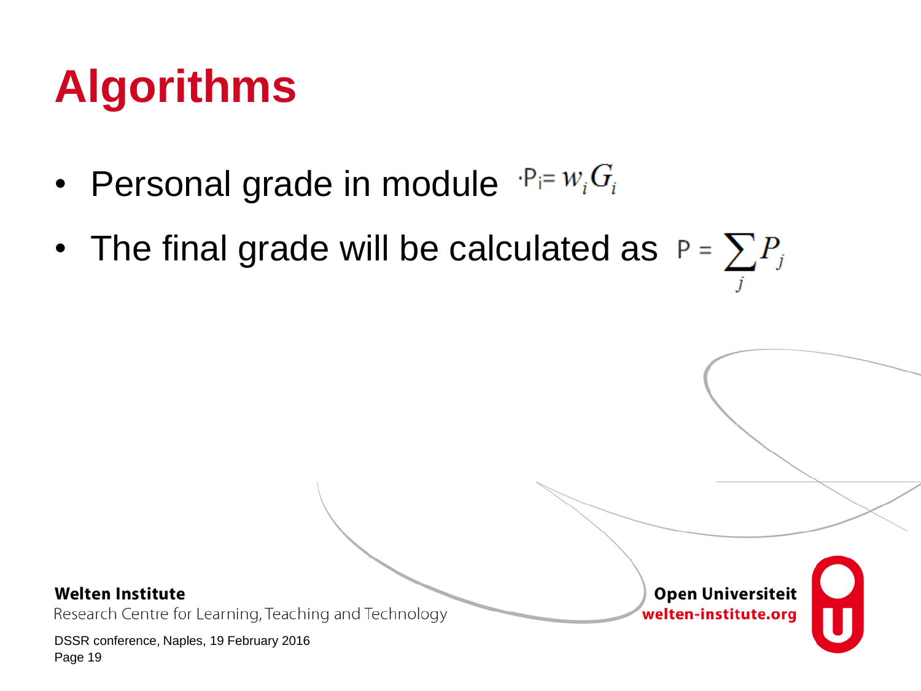# Algorithms

- Personal grade in module $P_i = w_i G_i$
- The final grade will be calculated as $P = \sum_j P_j$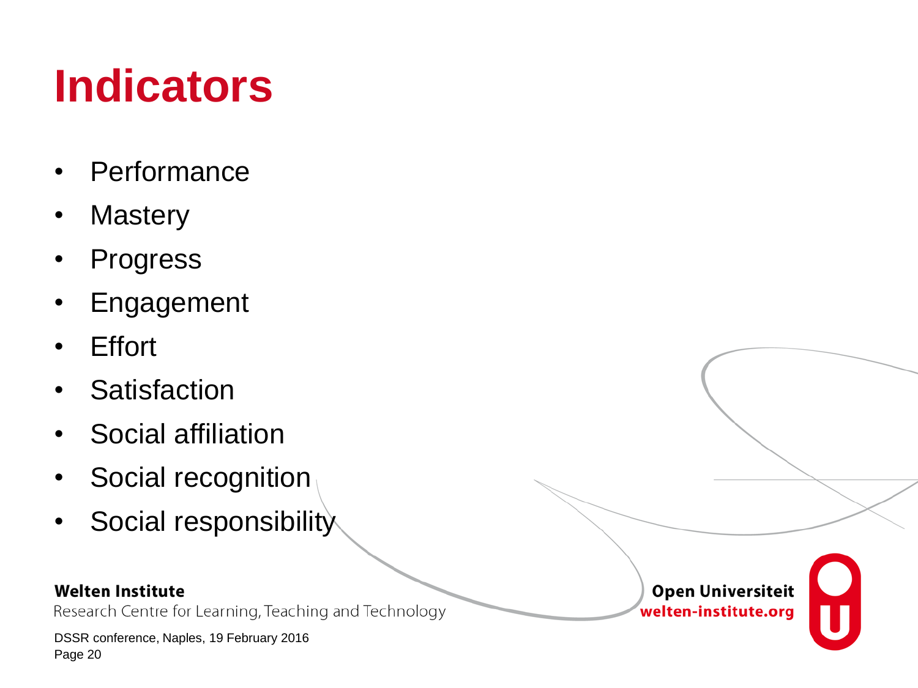# Indicators

- Performance
- Mastery
- Progress
- Engagement
- Effort
- Satisfaction
- Social affiliation
- Social recognition
- Social responsibility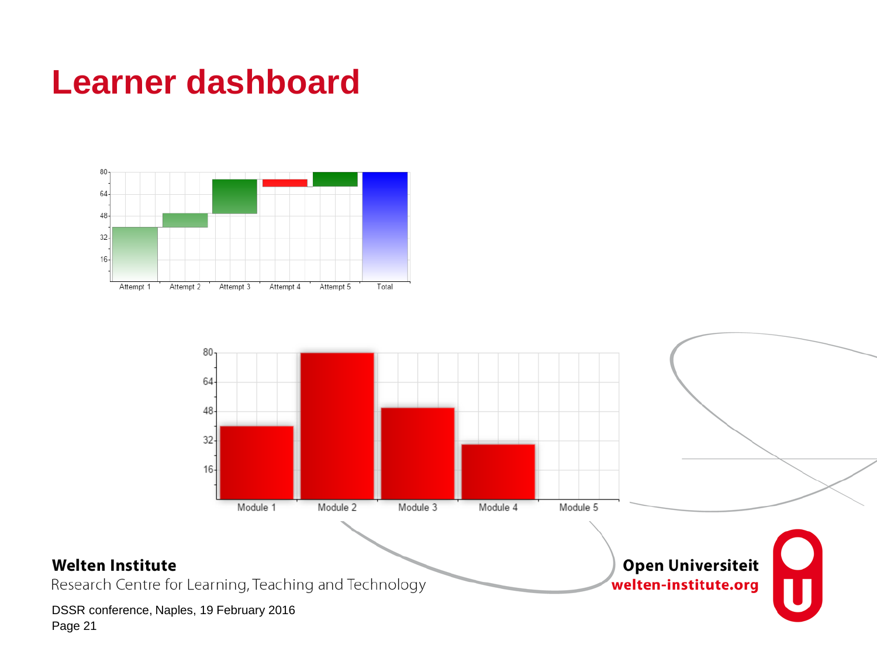# Learner dashboard

80
64
48
32
16

Attempt 1 | Attempt 2 | Attempt 3 | Attempt 4 | Attempt 5 | Total

80
64
48
32
16

Module 1 | Module 2 | Module 3 | Module 4 | Module 5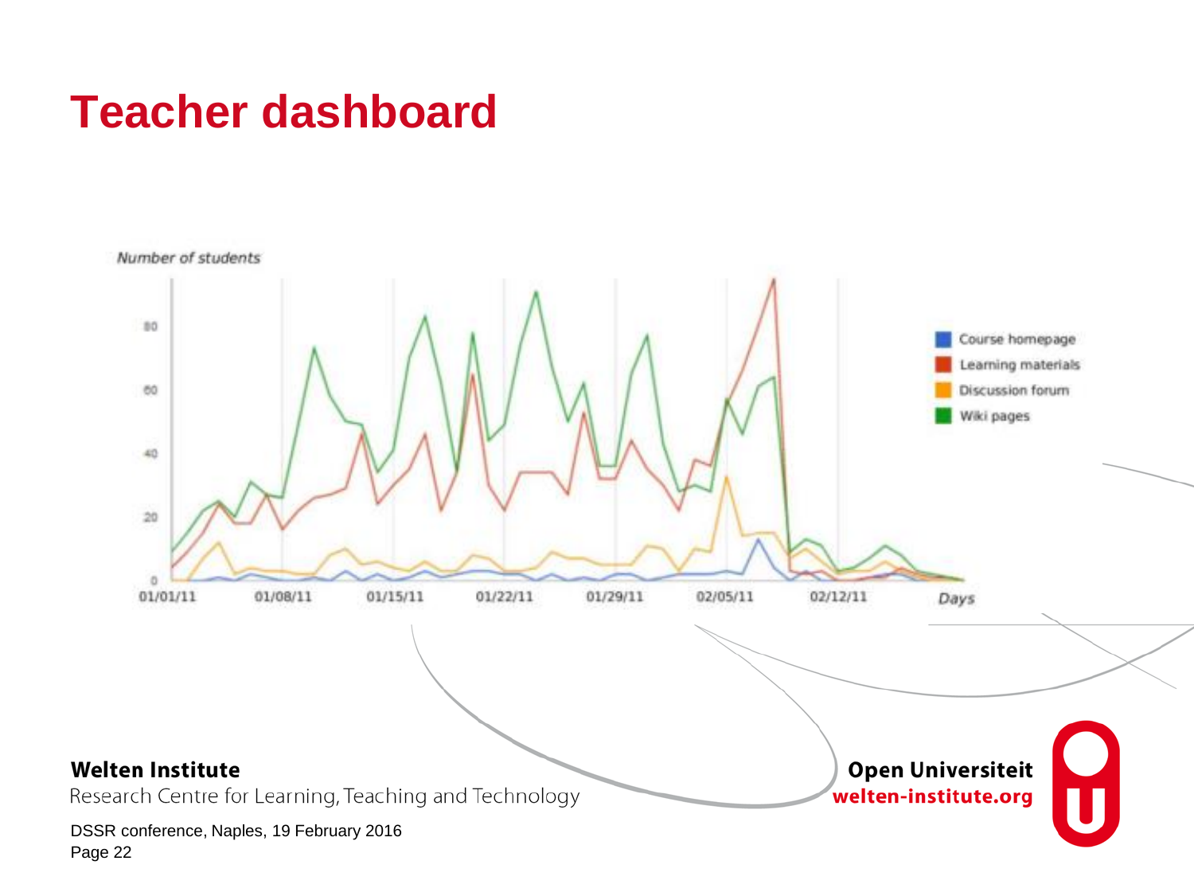# Teacher dashboard

Number of students

Course homepage
Learning materials
Discussion forum
Wiki pages

Days

01/01/11 01/08/11 01/15/11 01/22/11 01/29/11 02/05/11 02/12/11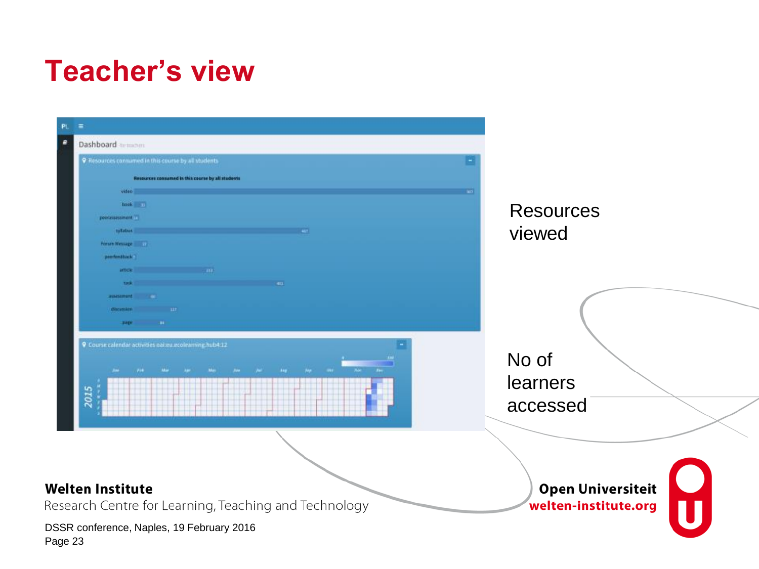# Teacher's view

Resources viewed

No of learners accessed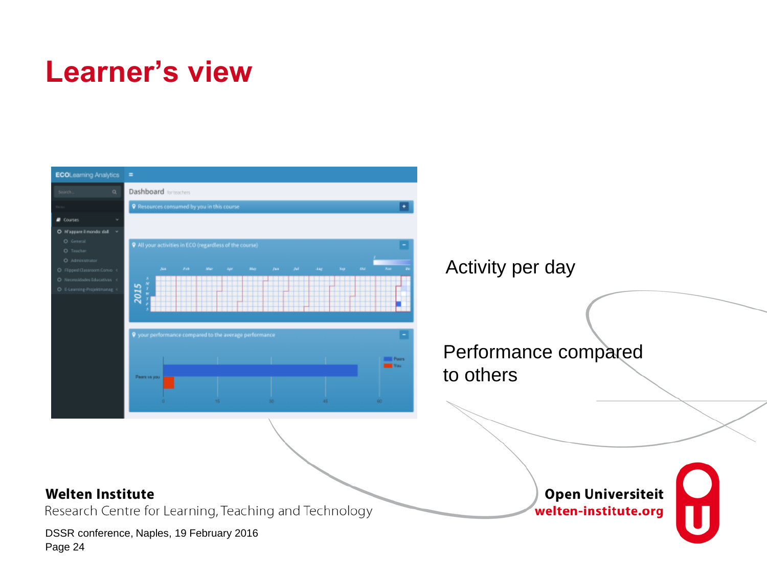# Learner's view

Activity per day

Performance compared to others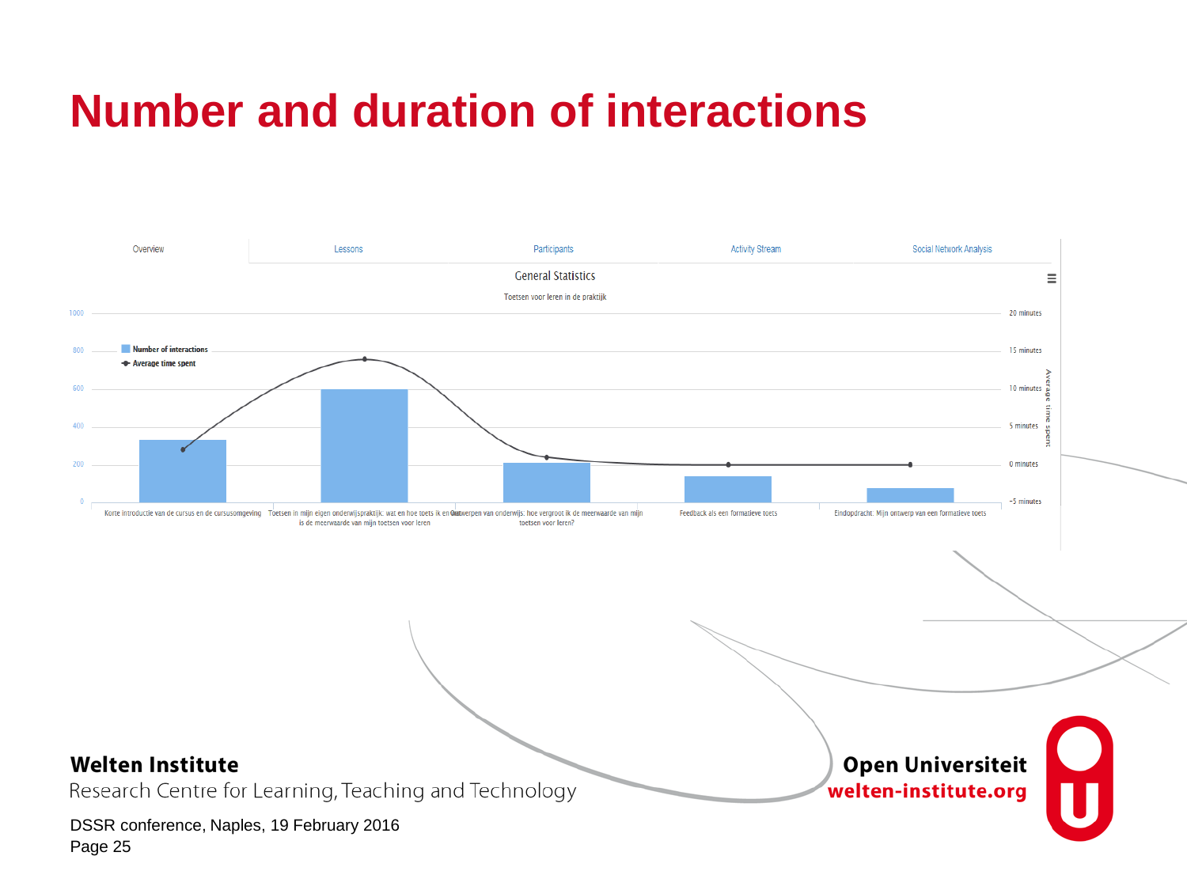# Number and duration of interactions

Overview | Lessons | Participants | Activity Stream | Social Network Analysis

General Statistics

Toetsen voor leren in de praktijk

- Number of interactions
- Average time spent

| Lesson | Number of interactions (approx.) |
| --- | --- |
| Korte introductie van de cursus en de cursusomgeving | 340 |
| Toetsen in mijn eigen onderwijspraktijk: wat en hoe toets ik en wat is de meerwaarde van mijn toetsen voor leren | 600 |
| Ontwerpen van onderwijs: hoe vergroot ik de meerwaarde van mijn toetsen voor leren? | 210 |
| Feedback als een formatieve toets | 140 |
| Eindopdracht: Mijn ontwerp van een formatieve toets | 75 |

Left axis: 0, 200, 400, 600, 800, 1000

Right axis (Average time spent): −5 minutes, 0 minutes, 5 minutes, 10 minutes, 15 minutes, 20 minutes

**Welten Institute**
Research Centre for Learning, Teaching and Technology

DSSR conference, Naples, 19 February 2016

**Open Universiteit**
**welten-institute.org**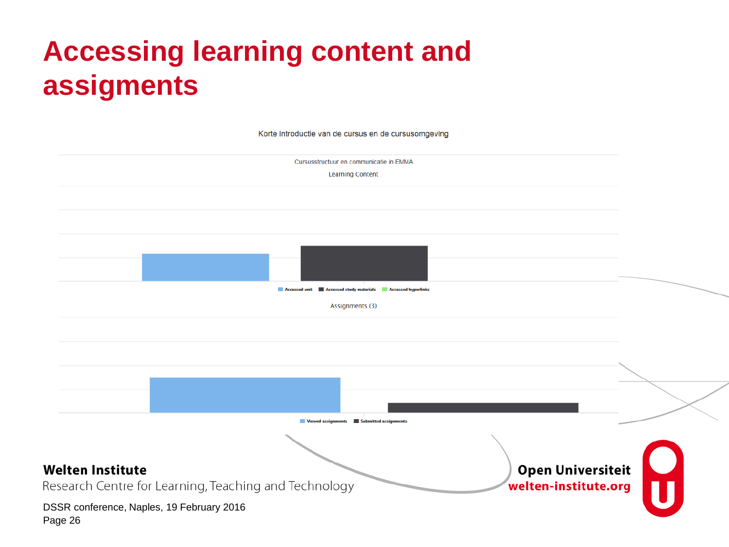# Accessing learning content and assigments

Korte introductie van de cursus en de cursusomgeving

Cursusstructuur en communicatie in EMMA

Learning Content

Accessed unit | Accessed study materials | Accessed hyperlinks

Assignments (3)

Viewed assignments | Submitted assignments

**Welten Institute**
Research Centre for Learning, Teaching and Technology

**Open Universiteit**
**welten-institute.org**

DSSR conference, Naples, 19 February 2016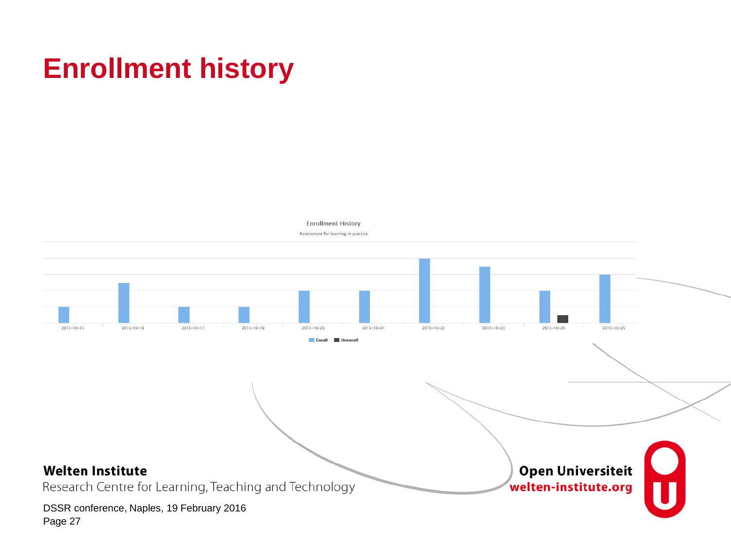# Enrollment history

Enrollment History

Assessment for learning in practice

2015-10-15 2015-10-16 2015-10-17 2015-10-19 2015-10-20 2015-10-21 2015-10-22 2015-10-23 2015-10-24 2015-10-25

Enroll Unenroll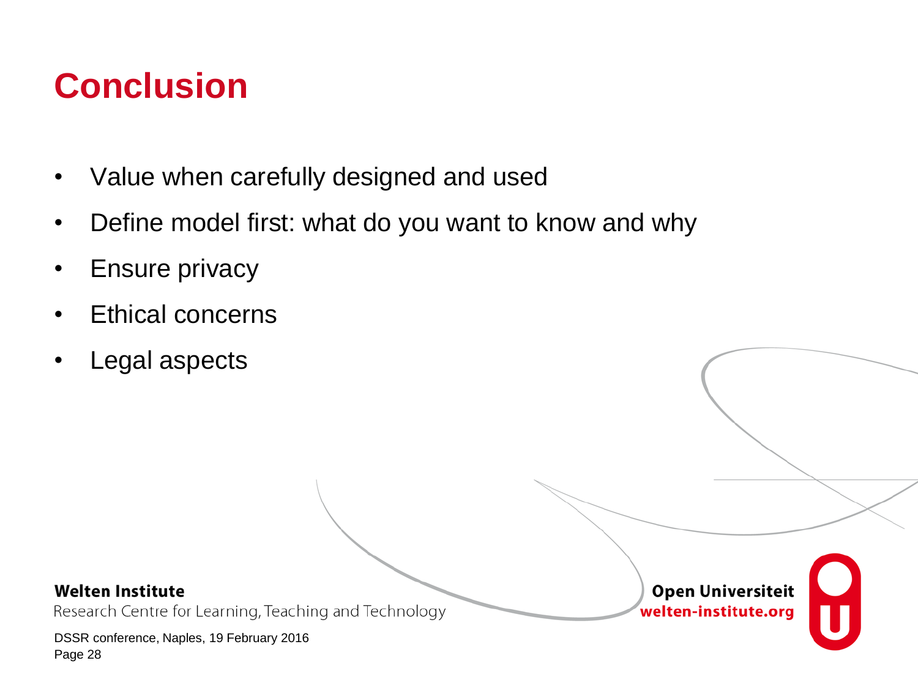# Conclusion

- Value when carefully designed and used
- Define model first: what do you want to know and why
- Ensure privacy
- Ethical concerns
- Legal aspects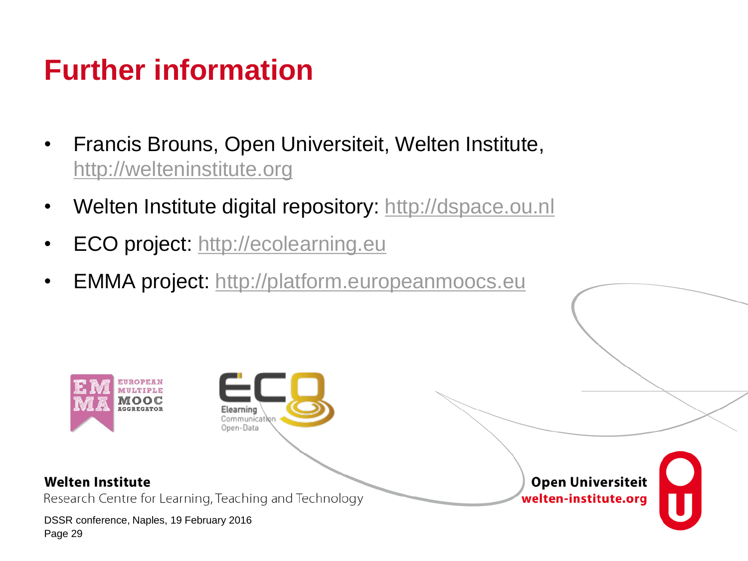# Further information

- Francis Brouns, Open Universiteit, Welten Institute, http://welteninstitute.org
- Welten Institute digital repository: http://dspace.ou.nl
- ECO project: http://ecolearning.eu
- EMMA project: http://platform.europeanmoocs.eu